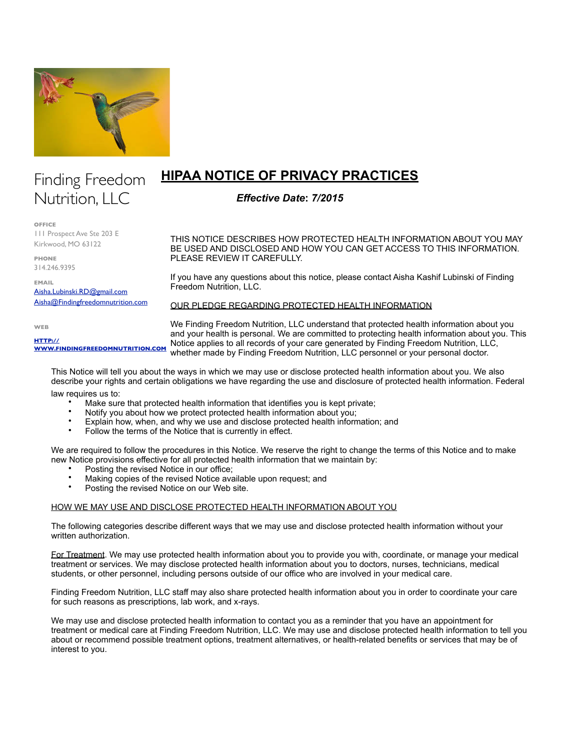# Finding Freedom Nutrition, LLC

**OFFICE**
111 Prospect Ave Ste 203 E
Kirkwood, MO 63122

**PHONE**
314.246.9395

**EMAIL**
Aisha.Lubinski.RD@gmail.com
Aisha@Findingfreedomnutrition.com

**WEB**
HTTP://WWW.FINDINGFREEDOMNUTRITION.COM

# HIPAA NOTICE OF PRIVACY PRACTICES

***Effective Date: 7/2015***

THIS NOTICE DESCRIBES HOW PROTECTED HEALTH INFORMATION ABOUT YOU MAY BE USED AND DISCLOSED AND HOW YOU CAN GET ACCESS TO THIS INFORMATION. PLEASE REVIEW IT CAREFULLY.

If you have any questions about this notice, please contact Aisha Kashif Lubinski of Finding Freedom Nutrition, LLC.

## OUR PLEDGE REGARDING PROTECTED HEALTH INFORMATION

We Finding Freedom Nutrition, LLC understand that protected health information about you and your health is personal. We are committed to protecting health information about you. This Notice applies to all records of your care generated by Finding Freedom Nutrition, LLC, whether made by Finding Freedom Nutrition, LLC personnel or your personal doctor.

This Notice will tell you about the ways in which we may use or disclose protected health information about you. We also describe your rights and certain obligations we have regarding the use and disclosure of protected health information. Federal law requires us to:

- Make sure that protected health information that identifies you is kept private;
- Notify you about how we protect protected health information about you;
- Explain how, when, and why we use and disclose protected health information; and
- Follow the terms of the Notice that is currently in effect.

We are required to follow the procedures in this Notice. We reserve the right to change the terms of this Notice and to make new Notice provisions effective for all protected health information that we maintain by:

- Posting the revised Notice in our office;
- Making copies of the revised Notice available upon request; and
- Posting the revised Notice on our Web site.

## HOW WE MAY USE AND DISCLOSE PROTECTED HEALTH INFORMATION ABOUT YOU

The following categories describe different ways that we may use and disclose protected health information without your written authorization.

For Treatment. We may use protected health information about you to provide you with, coordinate, or manage your medical treatment or services. We may disclose protected health information about you to doctors, nurses, technicians, medical students, or other personnel, including persons outside of our office who are involved in your medical care.

Finding Freedom Nutrition, LLC staff may also share protected health information about you in order to coordinate your care for such reasons as prescriptions, lab work, and x-rays.

We may use and disclose protected health information to contact you as a reminder that you have an appointment for treatment or medical care at Finding Freedom Nutrition, LLC. We may use and disclose protected health information to tell you about or recommend possible treatment options, treatment alternatives, or health-related benefits or services that may be of interest to you.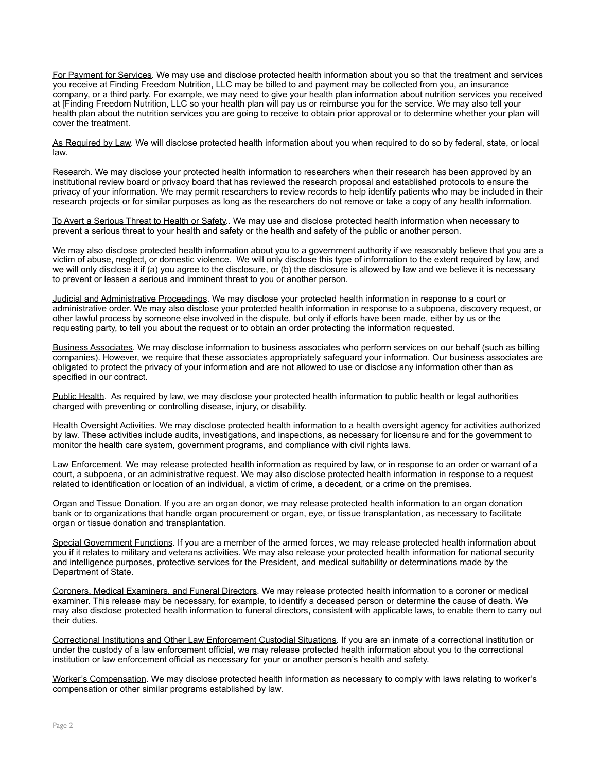For Payment for Services. We may use and disclose protected health information about you so that the treatment and services you receive at Finding Freedom Nutrition, LLC may be billed to and payment may be collected from you, an insurance company, or a third party. For example, we may need to give your health plan information about nutrition services you received at [Finding Freedom Nutrition, LLC so your health plan will pay us or reimburse you for the service. We may also tell your health plan about the nutrition services you are going to receive to obtain prior approval or to determine whether your plan will cover the treatment.

As Required by Law. We will disclose protected health information about you when required to do so by federal, state, or local law.

Research. We may disclose your protected health information to researchers when their research has been approved by an institutional review board or privacy board that has reviewed the research proposal and established protocols to ensure the privacy of your information. We may permit researchers to review records to help identify patients who may be included in their research projects or for similar purposes as long as the researchers do not remove or take a copy of any health information.

To Avert a Serious Threat to Health or Safety.. We may use and disclose protected health information when necessary to prevent a serious threat to your health and safety or the health and safety of the public or another person.

We may also disclose protected health information about you to a government authority if we reasonably believe that you are a victim of abuse, neglect, or domestic violence. We will only disclose this type of information to the extent required by law, and we will only disclose it if (a) you agree to the disclosure, or (b) the disclosure is allowed by law and we believe it is necessary to prevent or lessen a serious and imminent threat to you or another person.

Judicial and Administrative Proceedings. We may disclose your protected health information in response to a court or administrative order. We may also disclose your protected health information in response to a subpoena, discovery request, or other lawful process by someone else involved in the dispute, but only if efforts have been made, either by us or the requesting party, to tell you about the request or to obtain an order protecting the information requested.

Business Associates. We may disclose information to business associates who perform services on our behalf (such as billing companies). However, we require that these associates appropriately safeguard your information. Our business associates are obligated to protect the privacy of your information and are not allowed to use or disclose any information other than as specified in our contract.

Public Health. As required by law, we may disclose your protected health information to public health or legal authorities charged with preventing or controlling disease, injury, or disability.

Health Oversight Activities. We may disclose protected health information to a health oversight agency for activities authorized by law. These activities include audits, investigations, and inspections, as necessary for licensure and for the government to monitor the health care system, government programs, and compliance with civil rights laws.

Law Enforcement. We may release protected health information as required by law, or in response to an order or warrant of a court, a subpoena, or an administrative request. We may also disclose protected health information in response to a request related to identification or location of an individual, a victim of crime, a decedent, or a crime on the premises.

Organ and Tissue Donation. If you are an organ donor, we may release protected health information to an organ donation bank or to organizations that handle organ procurement or organ, eye, or tissue transplantation, as necessary to facilitate organ or tissue donation and transplantation.

Special Government Functions. If you are a member of the armed forces, we may release protected health information about you if it relates to military and veterans activities. We may also release your protected health information for national security and intelligence purposes, protective services for the President, and medical suitability or determinations made by the Department of State.

Coroners, Medical Examiners, and Funeral Directors. We may release protected health information to a coroner or medical examiner. This release may be necessary, for example, to identify a deceased person or determine the cause of death. We may also disclose protected health information to funeral directors, consistent with applicable laws, to enable them to carry out their duties.

Correctional Institutions and Other Law Enforcement Custodial Situations. If you are an inmate of a correctional institution or under the custody of a law enforcement official, we may release protected health information about you to the correctional institution or law enforcement official as necessary for your or another person's health and safety.

Worker's Compensation. We may disclose protected health information as necessary to comply with laws relating to worker's compensation or other similar programs established by law.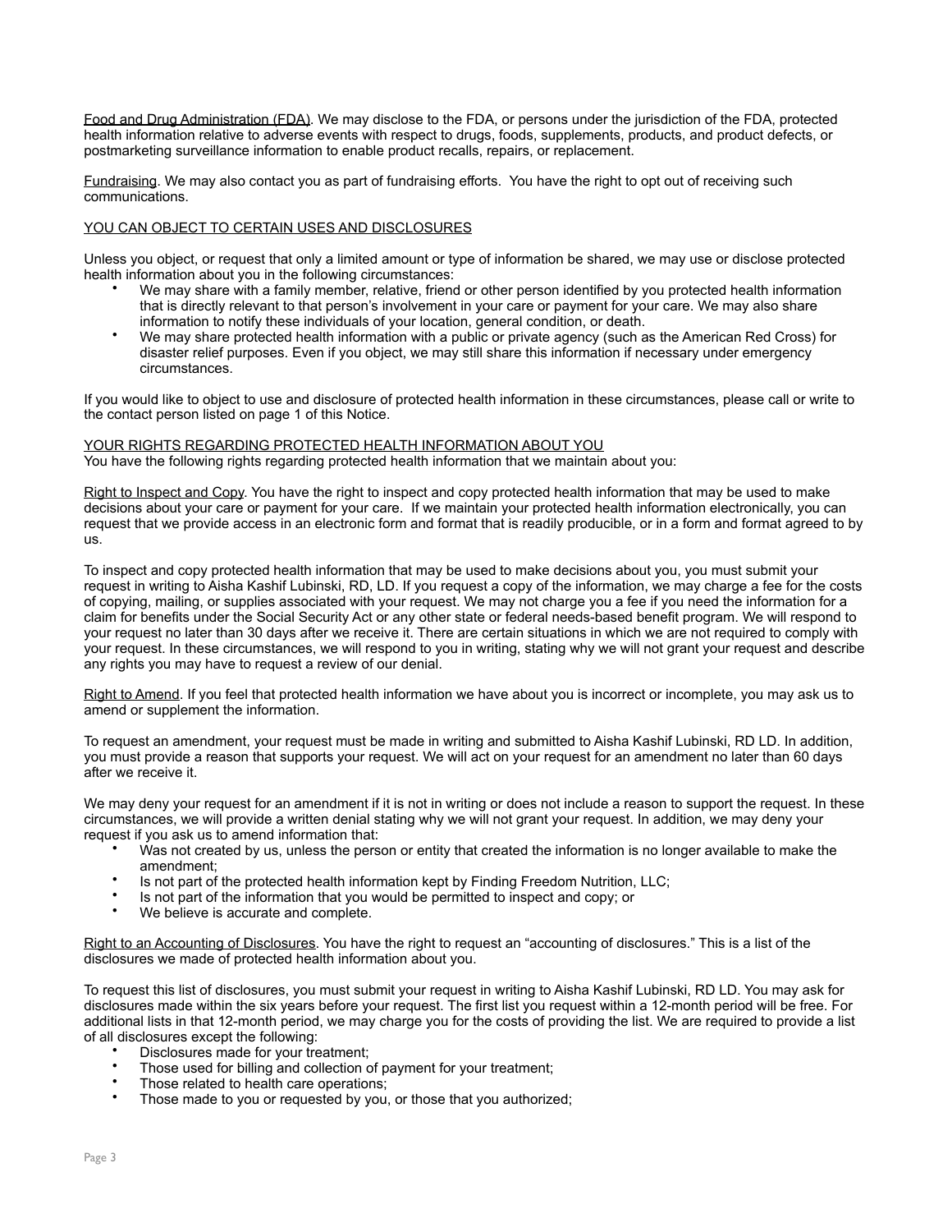Food and Drug Administration (FDA). We may disclose to the FDA, or persons under the jurisdiction of the FDA, protected health information relative to adverse events with respect to drugs, foods, supplements, products, and product defects, or postmarketing surveillance information to enable product recalls, repairs, or replacement.

Fundraising. We may also contact you as part of fundraising efforts. You have the right to opt out of receiving such communications.

## YOU CAN OBJECT TO CERTAIN USES AND DISCLOSURES

Unless you object, or request that only a limited amount or type of information be shared, we may use or disclose protected health information about you in the following circumstances:

- We may share with a family member, relative, friend or other person identified by you protected health information that is directly relevant to that person's involvement in your care or payment for your care. We may also share information to notify these individuals of your location, general condition, or death.
- We may share protected health information with a public or private agency (such as the American Red Cross) for disaster relief purposes. Even if you object, we may still share this information if necessary under emergency circumstances.

If you would like to object to use and disclosure of protected health information in these circumstances, please call or write to the contact person listed on page 1 of this Notice.

## YOUR RIGHTS REGARDING PROTECTED HEALTH INFORMATION ABOUT YOU

You have the following rights regarding protected health information that we maintain about you:

Right to Inspect and Copy. You have the right to inspect and copy protected health information that may be used to make decisions about your care or payment for your care. If we maintain your protected health information electronically, you can request that we provide access in an electronic form and format that is readily producible, or in a form and format agreed to by us.

To inspect and copy protected health information that may be used to make decisions about you, you must submit your request in writing to Aisha Kashif Lubinski, RD, LD. If you request a copy of the information, we may charge a fee for the costs of copying, mailing, or supplies associated with your request. We may not charge you a fee if you need the information for a claim for benefits under the Social Security Act or any other state or federal needs-based benefit program. We will respond to your request no later than 30 days after we receive it. There are certain situations in which we are not required to comply with your request. In these circumstances, we will respond to you in writing, stating why we will not grant your request and describe any rights you may have to request a review of our denial.

Right to Amend. If you feel that protected health information we have about you is incorrect or incomplete, you may ask us to amend or supplement the information.

To request an amendment, your request must be made in writing and submitted to Aisha Kashif Lubinski, RD LD. In addition, you must provide a reason that supports your request. We will act on your request for an amendment no later than 60 days after we receive it.

We may deny your request for an amendment if it is not in writing or does not include a reason to support the request. In these circumstances, we will provide a written denial stating why we will not grant your request. In addition, we may deny your request if you ask us to amend information that:

- Was not created by us, unless the person or entity that created the information is no longer available to make the amendment;
- Is not part of the protected health information kept by Finding Freedom Nutrition, LLC;
- Is not part of the information that you would be permitted to inspect and copy; or
- We believe is accurate and complete.

Right to an Accounting of Disclosures. You have the right to request an "accounting of disclosures." This is a list of the disclosures we made of protected health information about you.

To request this list of disclosures, you must submit your request in writing to Aisha Kashif Lubinski, RD LD. You may ask for disclosures made within the six years before your request. The first list you request within a 12-month period will be free. For additional lists in that 12-month period, we may charge you for the costs of providing the list. We are required to provide a list of all disclosures except the following:

- Disclosures made for your treatment;
- Those used for billing and collection of payment for your treatment;
- Those related to health care operations;
- Those made to you or requested by you, or those that you authorized;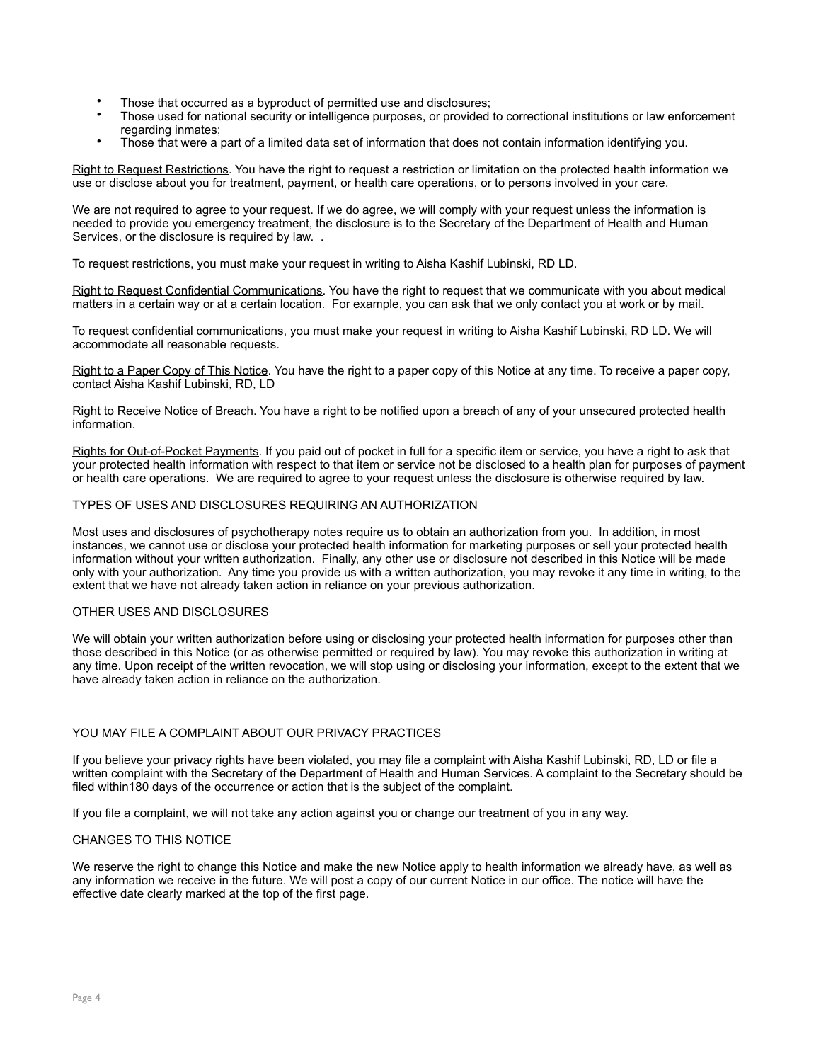- Those that occurred as a byproduct of permitted use and disclosures;
- Those used for national security or intelligence purposes, or provided to correctional institutions or law enforcement regarding inmates;
- Those that were a part of a limited data set of information that does not contain information identifying you.

Right to Request Restrictions. You have the right to request a restriction or limitation on the protected health information we use or disclose about you for treatment, payment, or health care operations, or to persons involved in your care.

We are not required to agree to your request. If we do agree, we will comply with your request unless the information is needed to provide you emergency treatment, the disclosure is to the Secretary of the Department of Health and Human Services, or the disclosure is required by law. .

To request restrictions, you must make your request in writing to Aisha Kashif Lubinski, RD LD.

Right to Request Confidential Communications. You have the right to request that we communicate with you about medical matters in a certain way or at a certain location. For example, you can ask that we only contact you at work or by mail.

To request confidential communications, you must make your request in writing to Aisha Kashif Lubinski, RD LD. We will accommodate all reasonable requests.

Right to a Paper Copy of This Notice. You have the right to a paper copy of this Notice at any time. To receive a paper copy, contact Aisha Kashif Lubinski, RD, LD

Right to Receive Notice of Breach. You have a right to be notified upon a breach of any of your unsecured protected health information.

Rights for Out-of-Pocket Payments. If you paid out of pocket in full for a specific item or service, you have a right to ask that your protected health information with respect to that item or service not be disclosed to a health plan for purposes of payment or health care operations. We are required to agree to your request unless the disclosure is otherwise required by law.

## TYPES OF USES AND DISCLOSURES REQUIRING AN AUTHORIZATION

Most uses and disclosures of psychotherapy notes require us to obtain an authorization from you. In addition, in most instances, we cannot use or disclose your protected health information for marketing purposes or sell your protected health information without your written authorization. Finally, any other use or disclosure not described in this Notice will be made only with your authorization. Any time you provide us with a written authorization, you may revoke it any time in writing, to the extent that we have not already taken action in reliance on your previous authorization.

## OTHER USES AND DISCLOSURES

We will obtain your written authorization before using or disclosing your protected health information for purposes other than those described in this Notice (or as otherwise permitted or required by law). You may revoke this authorization in writing at any time. Upon receipt of the written revocation, we will stop using or disclosing your information, except to the extent that we have already taken action in reliance on the authorization.

## YOU MAY FILE A COMPLAINT ABOUT OUR PRIVACY PRACTICES

If you believe your privacy rights have been violated, you may file a complaint with Aisha Kashif Lubinski, RD, LD or file a written complaint with the Secretary of the Department of Health and Human Services. A complaint to the Secretary should be filed within180 days of the occurrence or action that is the subject of the complaint.

If you file a complaint, we will not take any action against you or change our treatment of you in any way.

## CHANGES TO THIS NOTICE

We reserve the right to change this Notice and make the new Notice apply to health information we already have, as well as any information we receive in the future. We will post a copy of our current Notice in our office. The notice will have the effective date clearly marked at the top of the first page.